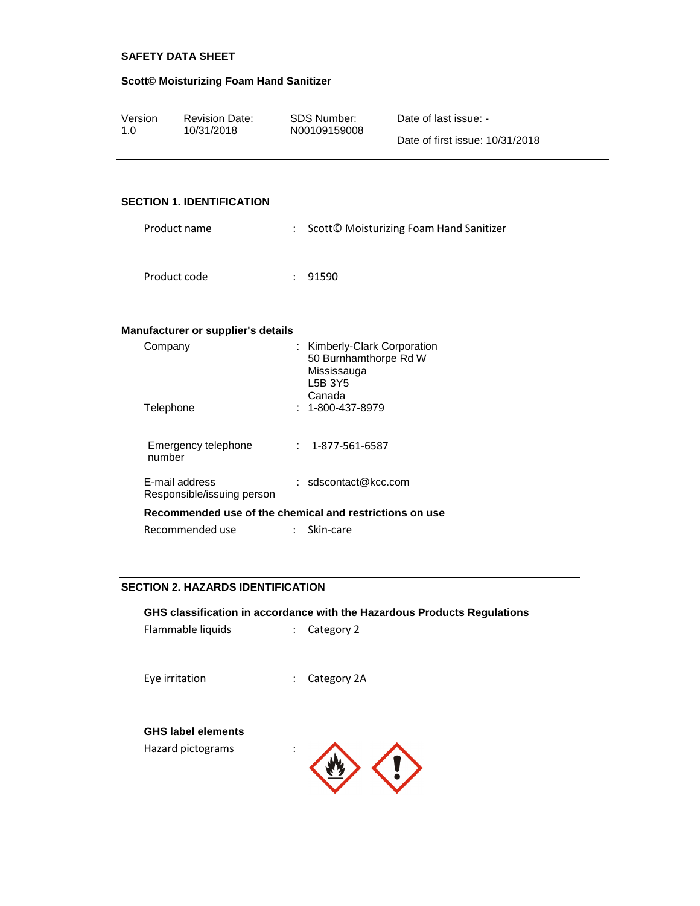**SAFETY DATA SHEET**

**Scott© Moisturizing Foam Hand Sanitizer**

| Version | Revision Date: | SDS Number: | Date of last issue: - |
| --- | --- | --- | --- |
| 1.0 | 10/31/2018 | N00109159008 | Date of first issue: 10/31/2018 |

## SECTION 1. IDENTIFICATION

Product name : Scott© Moisturizing Foam Hand Sanitizer

Product code : 91590

**Manufacturer or supplier's details**

Company : Kimberly-Clark Corporation
50 Burnhamthorpe Rd W
Mississauga
L5B 3Y5
Canada

Telephone : 1-800-437-8979

Emergency telephone number : 1-877-561-6587

E-mail address Responsible/issuing person : sdscontact@kcc.com

**Recommended use of the chemical and restrictions on use**

Recommended use : Skin-care

## SECTION 2. HAZARDS IDENTIFICATION

**GHS classification in accordance with the Hazardous Products Regulations**

Flammable liquids : Category 2

Eye irritation : Category 2A

**GHS label elements**

Hazard pictograms :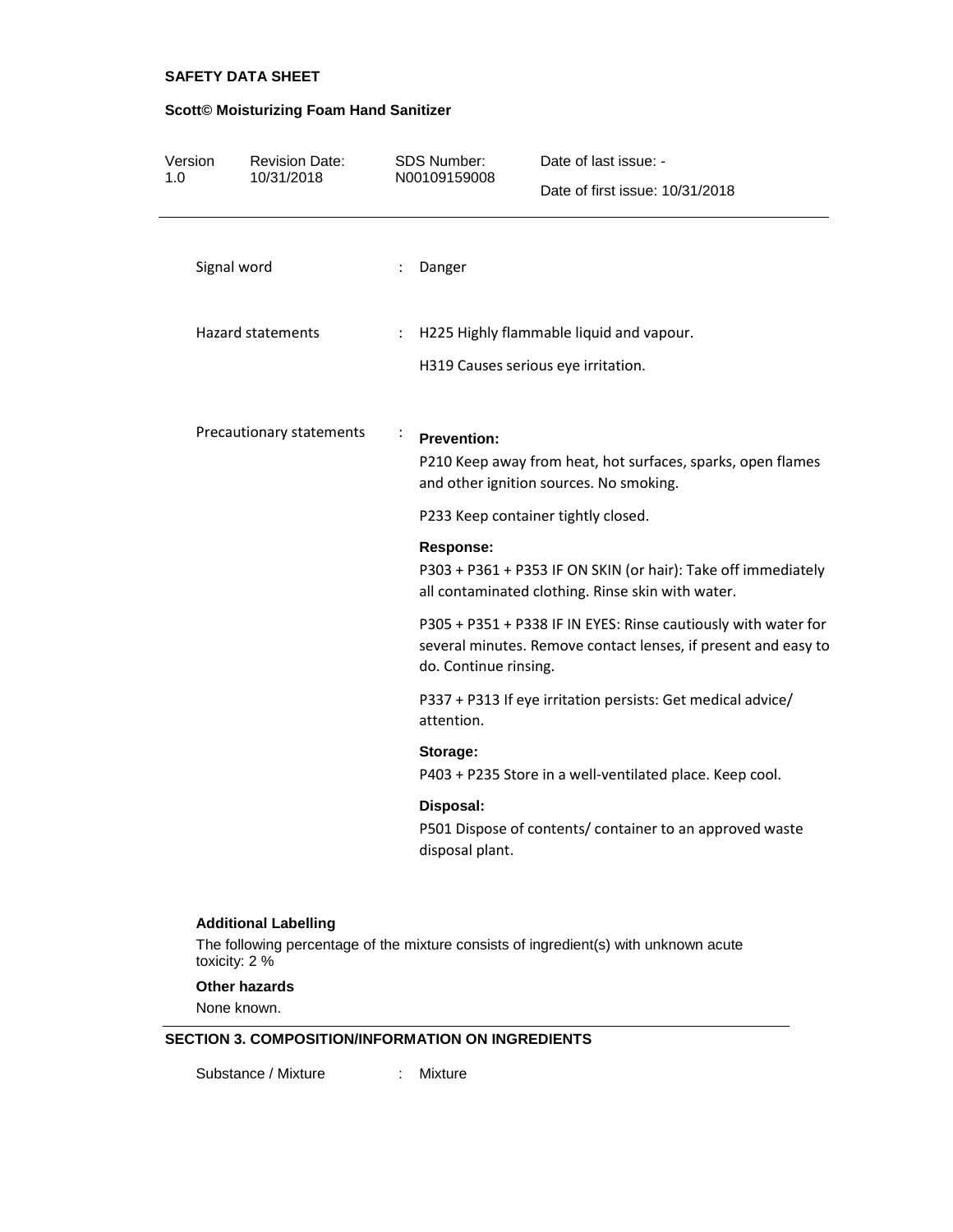Signal word : Danger

Hazard statements : H225 Highly flammable liquid and vapour.

H319 Causes serious eye irritation.

Precautionary statements :

**Prevention:**

P210 Keep away from heat, hot surfaces, sparks, open flames and other ignition sources. No smoking.

P233 Keep container tightly closed.

**Response:**

P303 + P361 + P353 IF ON SKIN (or hair): Take off immediately all contaminated clothing. Rinse skin with water.

P305 + P351 + P338 IF IN EYES: Rinse cautiously with water for several minutes. Remove contact lenses, if present and easy to do. Continue rinsing.

P337 + P313 If eye irritation persists: Get medical advice/ attention.

**Storage:**

P403 + P235 Store in a well-ventilated place. Keep cool.

**Disposal:**

P501 Dispose of contents/ container to an approved waste disposal plant.

**Additional Labelling**

The following percentage of the mixture consists of ingredient(s) with unknown acute toxicity: 2 %

**Other hazards**

None known.

## SECTION 3. COMPOSITION/INFORMATION ON INGREDIENTS

Substance / Mixture : Mixture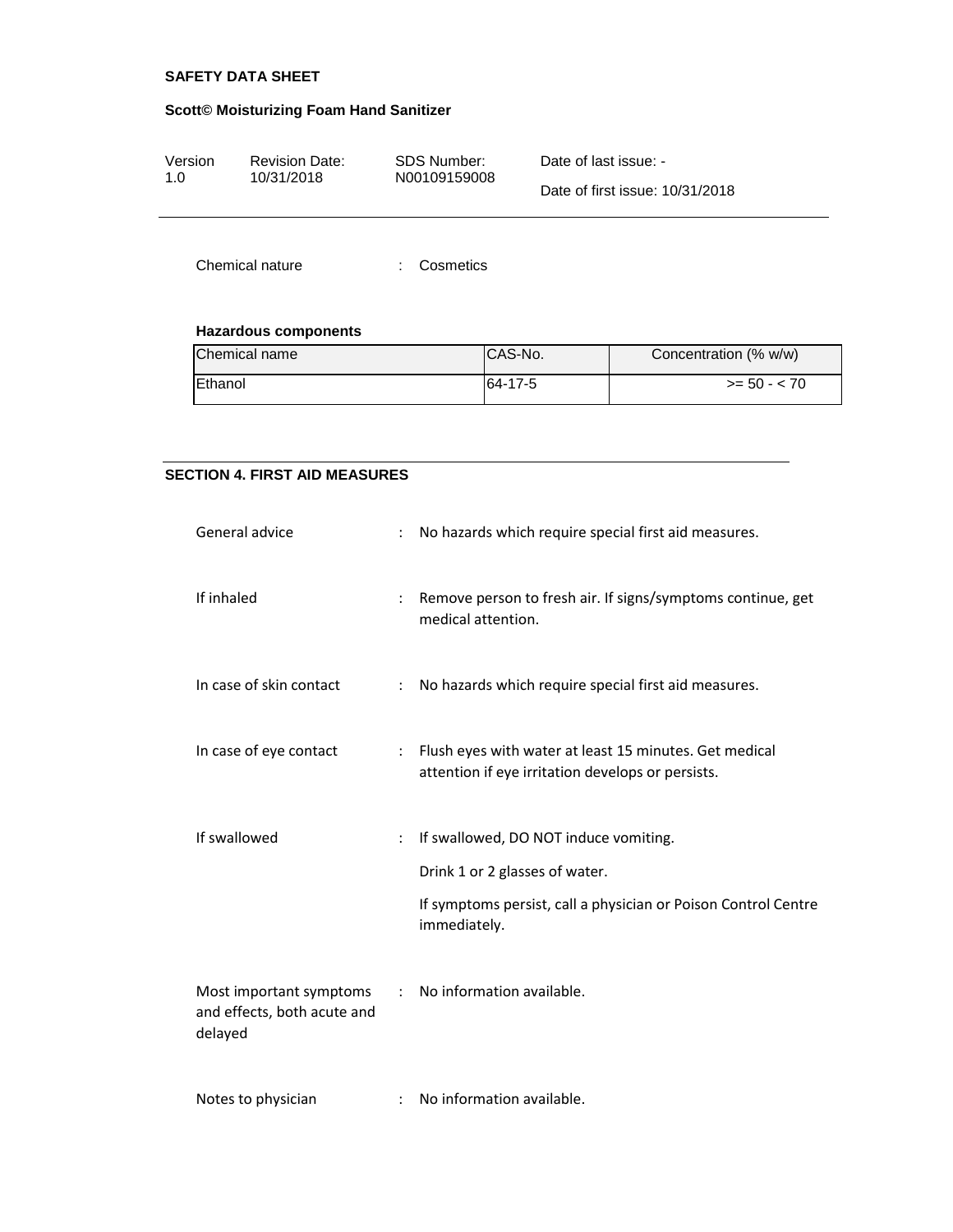Chemical nature : Cosmetics

**Hazardous components**

| Chemical name | CAS-No. | Concentration (% w/w) |
|---|---|---|
| Ethanol | 64-17-5 | >= 50 - < 70 |

## SECTION 4. FIRST AID MEASURES

General advice : No hazards which require special first aid measures.

If inhaled : Remove person to fresh air. If signs/symptoms continue, get medical attention.

In case of skin contact : No hazards which require special first aid measures.

In case of eye contact : Flush eyes with water at least 15 minutes. Get medical attention if eye irritation develops or persists.

If swallowed : If swallowed, DO NOT induce vomiting.

Drink 1 or 2 glasses of water.

If symptoms persist, call a physician or Poison Control Centre immediately.

Most important symptoms and effects, both acute and delayed : No information available.

Notes to physician : No information available.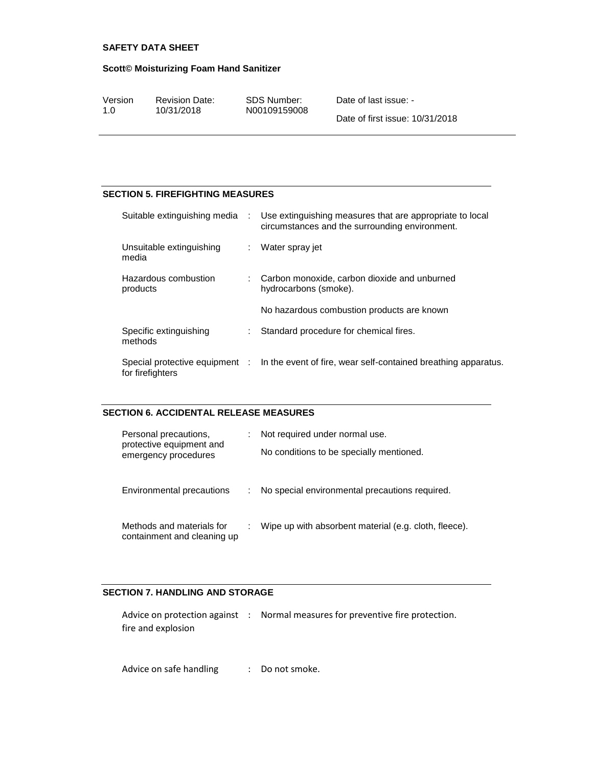## SECTION 5. FIREFIGHTING MEASURES

| | | |
|---|---|---|
| Suitable extinguishing media | : | Use extinguishing measures that are appropriate to local circumstances and the surrounding environment. |
| Unsuitable extinguishing media | : | Water spray jet |
| Hazardous combustion products | : | Carbon monoxide, carbon dioxide and unburned hydrocarbons (smoke).<br><br>No hazardous combustion products are known |
| Specific extinguishing methods | : | Standard procedure for chemical fires. |
| Special protective equipment for firefighters | : | In the event of fire, wear self-contained breathing apparatus. |

## SECTION 6. ACCIDENTAL RELEASE MEASURES

| | | |
|---|---|---|
| Personal precautions, protective equipment and emergency procedures | : | Not required under normal use.<br><br>No conditions to be specially mentioned. |
| Environmental precautions | : | No special environmental precautions required. |
| Methods and materials for containment and cleaning up | : | Wipe up with absorbent material (e.g. cloth, fleece). |

## SECTION 7. HANDLING AND STORAGE

| | | |
|---|---|---|
| Advice on protection against fire and explosion | : | Normal measures for preventive fire protection. |
| Advice on safe handling | : | Do not smoke. |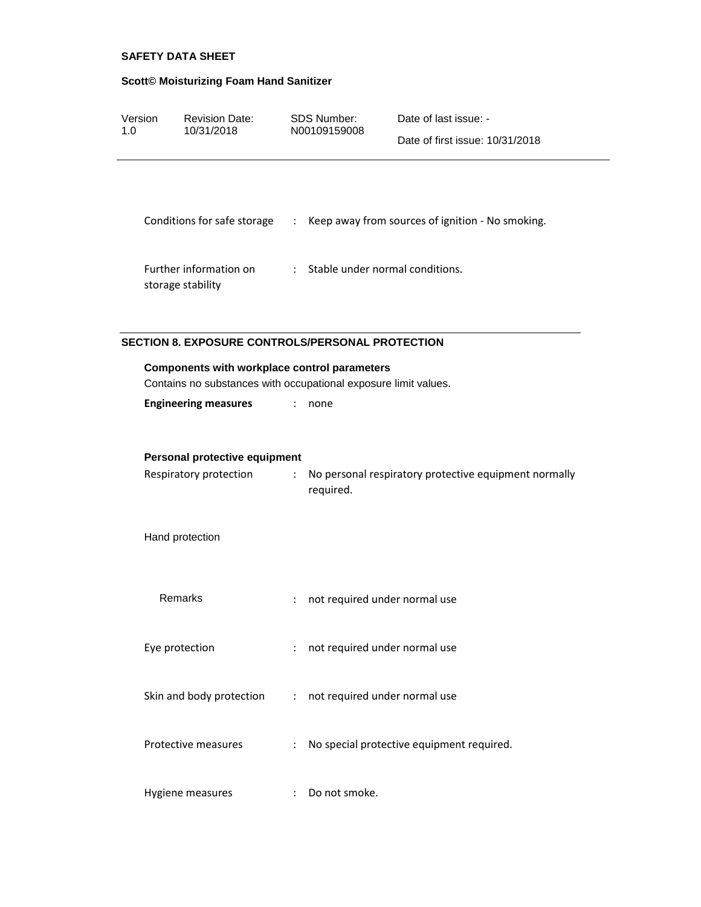| | | |
|---|---|---|
| Conditions for safe storage | : | Keep away from sources of ignition - No smoking. |
| Further information on storage stability | : | Stable under normal conditions. |

## SECTION 8. EXPOSURE CONTROLS/PERSONAL PROTECTION

**Components with workplace control parameters**

Contains no substances with occupational exposure limit values.

| | | |
|---|---|---|
| **Engineering measures** | : | none |

**Personal protective equipment**

| | | |
|---|---|---|
| Respiratory protection | : | No personal respiratory protective equipment normally required. |
| Hand protection | | |
| Remarks | : | not required under normal use |
| Eye protection | : | not required under normal use |
| Skin and body protection | : | not required under normal use |
| Protective measures | : | No special protective equipment required. |
| Hygiene measures | : | Do not smoke. |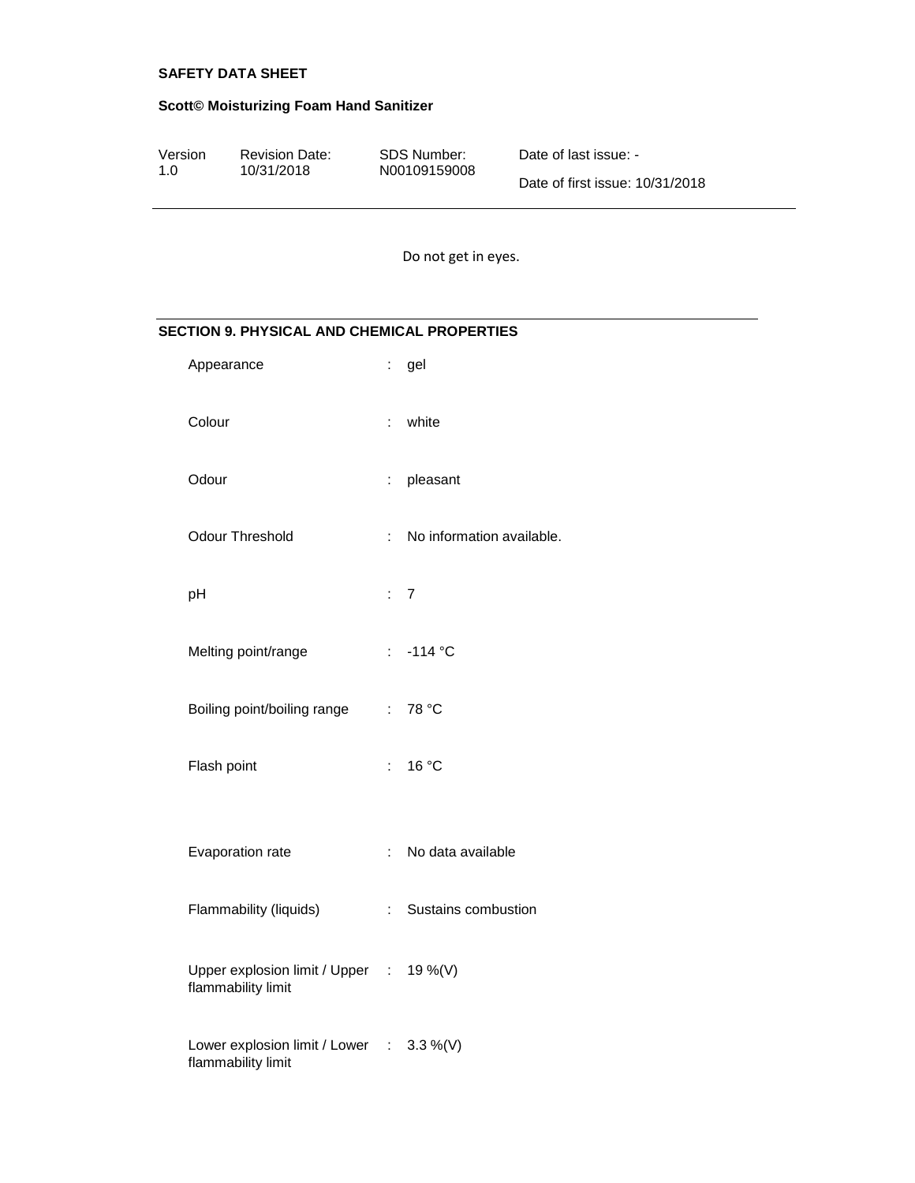Do not get in eyes.

## SECTION 9. PHYSICAL AND CHEMICAL PROPERTIES

| Property | | Value |
|---|---|---|
| Appearance | : | gel |
| Colour | : | white |
| Odour | : | pleasant |
| Odour Threshold | : | No information available. |
| pH | : | 7 |
| Melting point/range | : | -114 °C |
| Boiling point/boiling range | : | 78 °C |
| Flash point | : | 16 °C |
| Evaporation rate | : | No data available |
| Flammability (liquids) | : | Sustains combustion |
| Upper explosion limit / Upper flammability limit | : | 19 %(V) |
| Lower explosion limit / Lower flammability limit | : | 3.3 %(V) |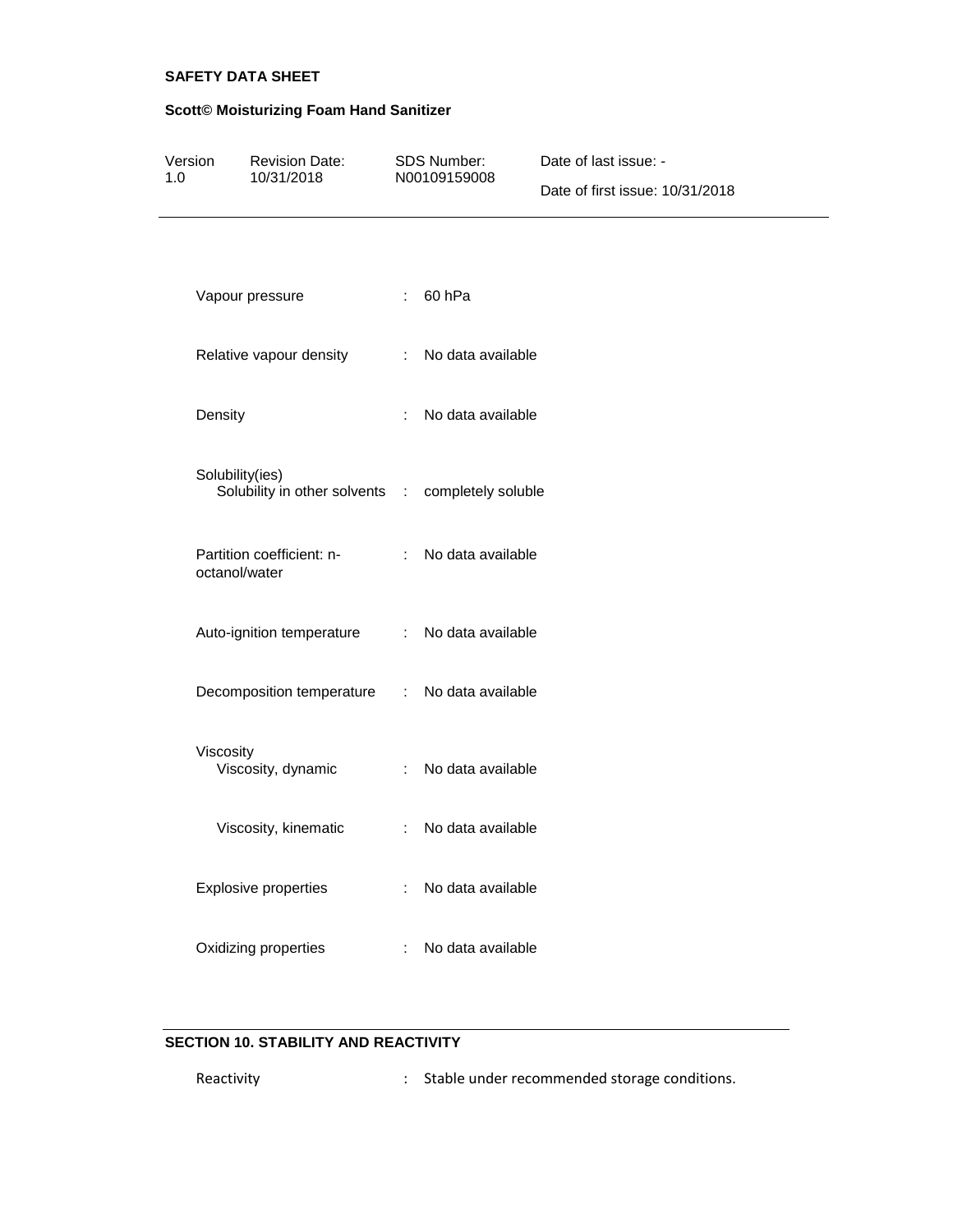| | | |
|---|---|---|
| Vapour pressure | : | 60 hPa |
| Relative vapour density | : | No data available |
| Density | : | No data available |
| Solubility(ies) | | |
| Solubility in other solvents | : | completely soluble |
| Partition coefficient: n-octanol/water | : | No data available |
| Auto-ignition temperature | : | No data available |
| Decomposition temperature | : | No data available |
| Viscosity | | |
| Viscosity, dynamic | : | No data available |
| Viscosity, kinematic | : | No data available |
| Explosive properties | : | No data available |
| Oxidizing properties | : | No data available |

## SECTION 10. STABILITY AND REACTIVITY

| | | |
|---|---|---|
| Reactivity | : | Stable under recommended storage conditions. |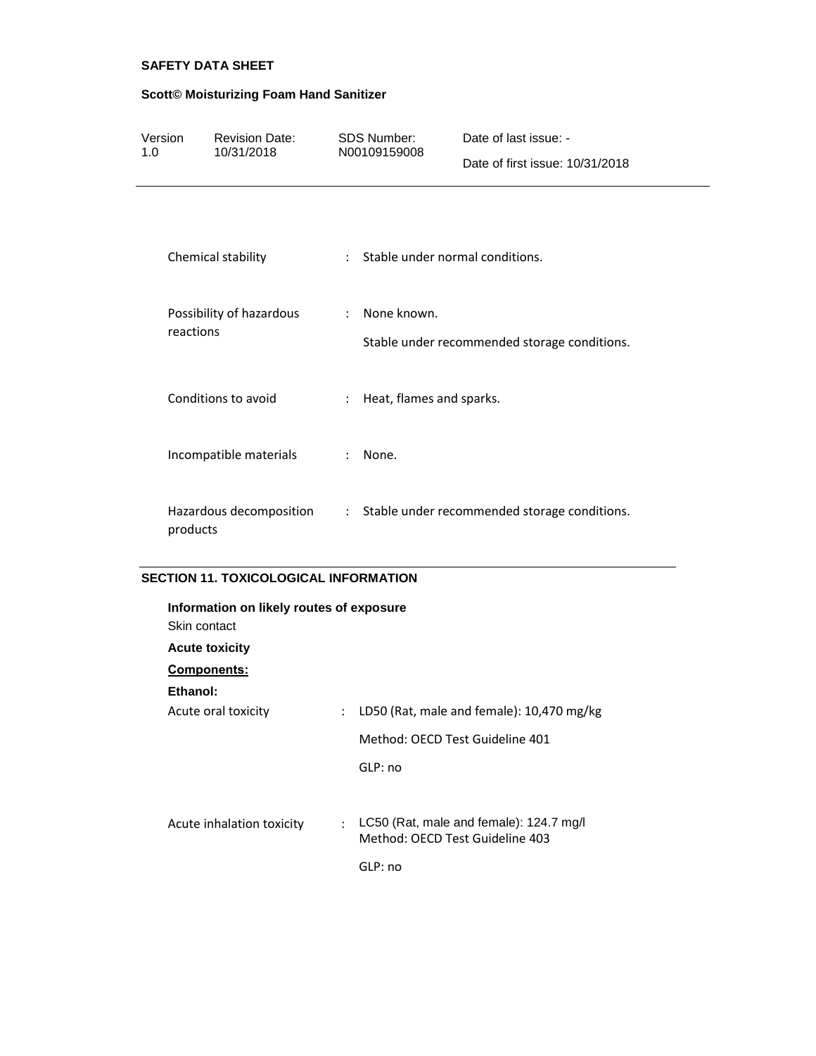| | | |
|---|---|---|
| Chemical stability | : | Stable under normal conditions. |
| Possibility of hazardous reactions | : | None known.<br>Stable under recommended storage conditions. |
| Conditions to avoid | : | Heat, flames and sparks. |
| Incompatible materials | : | None. |
| Hazardous decomposition products | : | Stable under recommended storage conditions. |

## SECTION 11. TOXICOLOGICAL INFORMATION

**Information on likely routes of exposure**

Skin contact

**Acute toxicity**

**Components:**

**Ethanol:**

| | | |
|---|---|---|
| Acute oral toxicity | : | LD50 (Rat, male and female): 10,470 mg/kg<br>Method: OECD Test Guideline 401<br>GLP: no |
| Acute inhalation toxicity | : | LC50 (Rat, male and female): 124.7 mg/l<br>Method: OECD Test Guideline 403<br>GLP: no |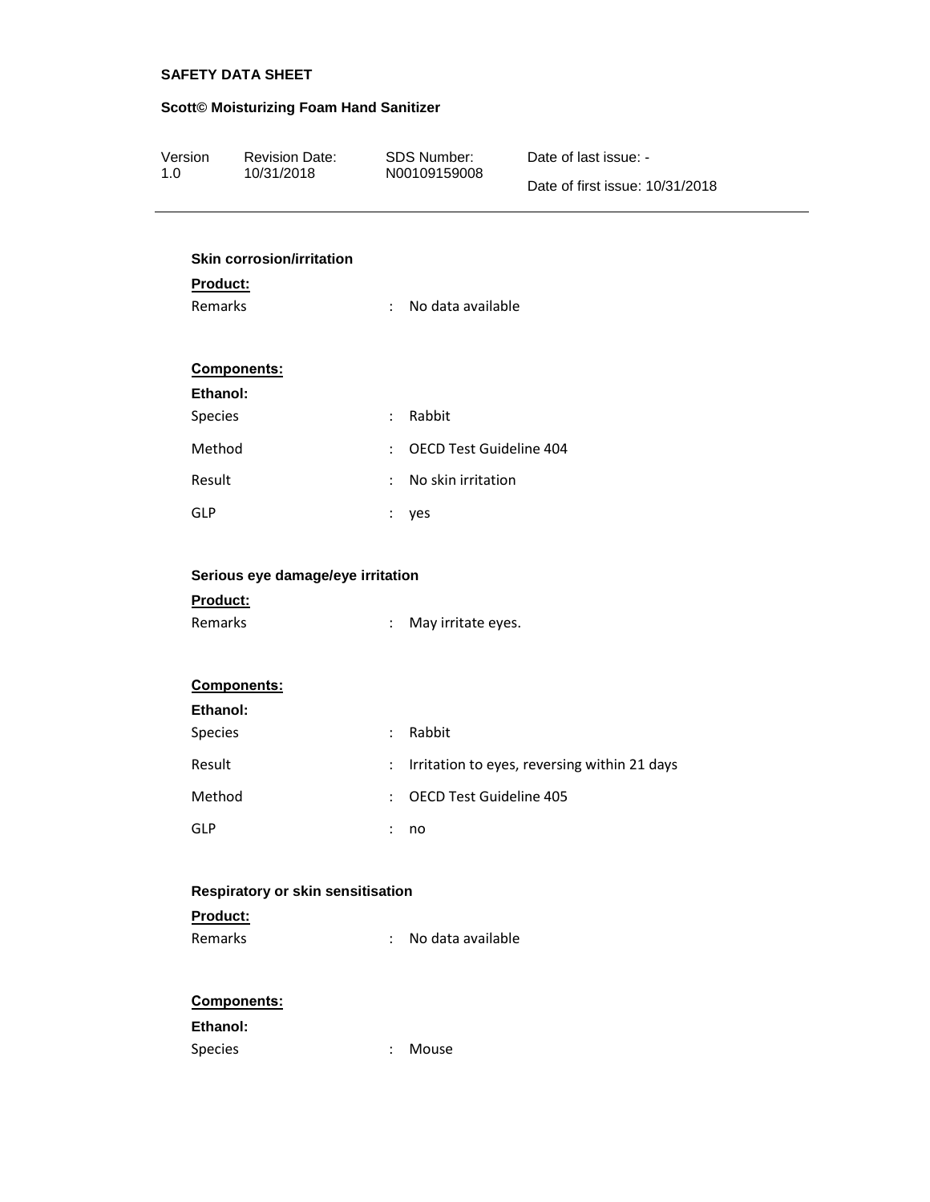**Skin corrosion/irritation**

**Product:**

| | | |
|---|---|---|
| Remarks | : | No data available |

**Components:**

**Ethanol:**

| | | |
|---|---|---|
| Species | : | Rabbit |
| Method | : | OECD Test Guideline 404 |
| Result | : | No skin irritation |
| GLP | : | yes |

**Serious eye damage/eye irritation**

**Product:**

| | | |
|---|---|---|
| Remarks | : | May irritate eyes. |

**Components:**

**Ethanol:**

| | | |
|---|---|---|
| Species | : | Rabbit |
| Result | : | Irritation to eyes, reversing within 21 days |
| Method | : | OECD Test Guideline 405 |
| GLP | : | no |

**Respiratory or skin sensitisation**

**Product:**

| | | |
|---|---|---|
| Remarks | : | No data available |

**Components:**

**Ethanol:**

| | | |
|---|---|---|
| Species | : | Mouse |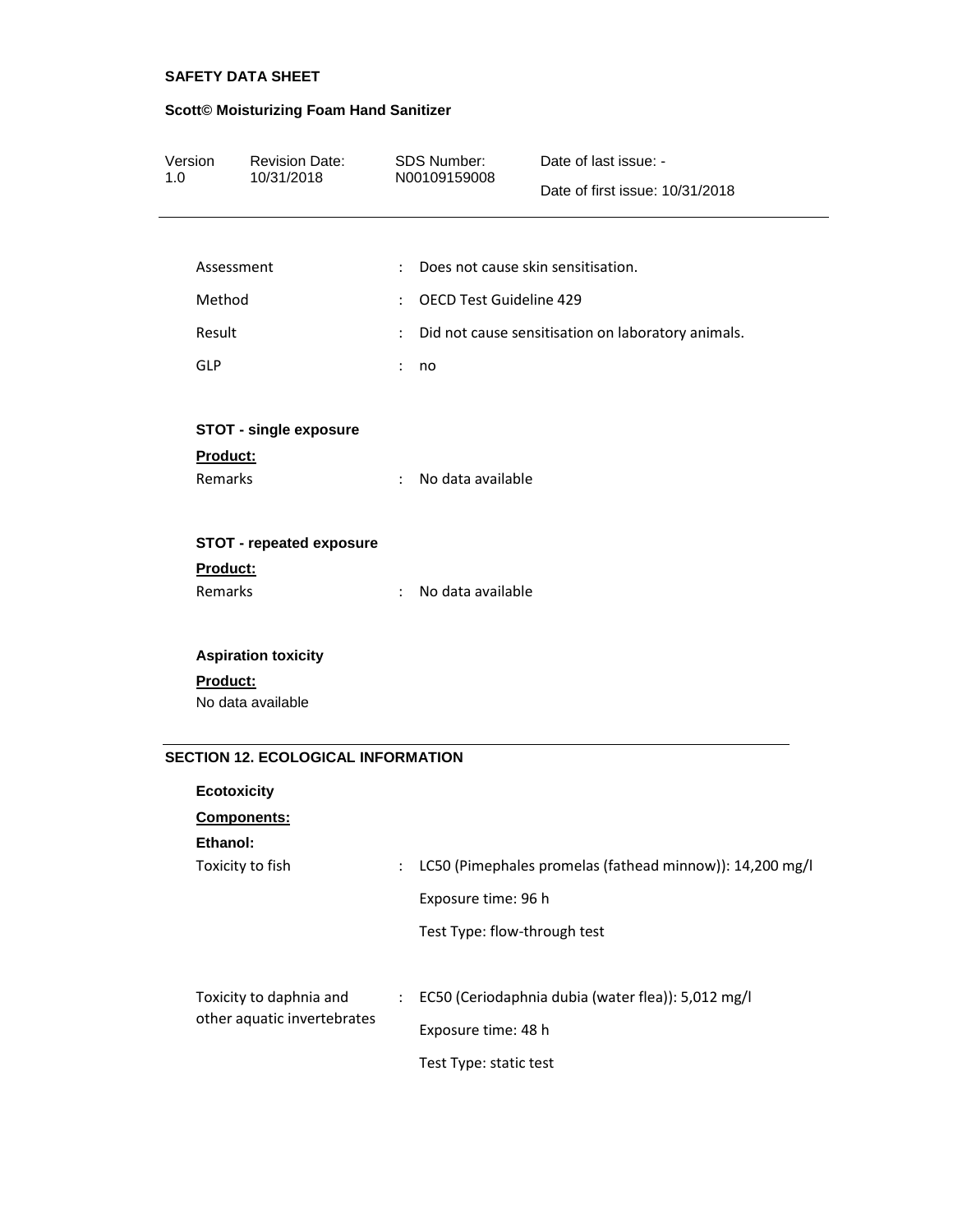| | | |
|---|---|---|
| Assessment | : | Does not cause skin sensitisation. |
| Method | : | OECD Test Guideline 429 |
| Result | : | Did not cause sensitisation on laboratory animals. |
| GLP | : | no |

**STOT - single exposure**

**Product:**

| | | |
|---|---|---|
| Remarks | : | No data available |

**STOT - repeated exposure**

**Product:**

| | | |
|---|---|---|
| Remarks | : | No data available |

**Aspiration toxicity**

**Product:**

No data available

## SECTION 12. ECOLOGICAL INFORMATION

**Ecotoxicity**

**Components:**

**Ethanol:**

| | | |
|---|---|---|
| Toxicity to fish | : | LC50 (Pimephales promelas (fathead minnow)): 14,200 mg/l<br>Exposure time: 96 h<br>Test Type: flow-through test |
| Toxicity to daphnia and other aquatic invertebrates | : | EC50 (Ceriodaphnia dubia (water flea)): 5,012 mg/l<br>Exposure time: 48 h<br>Test Type: static test |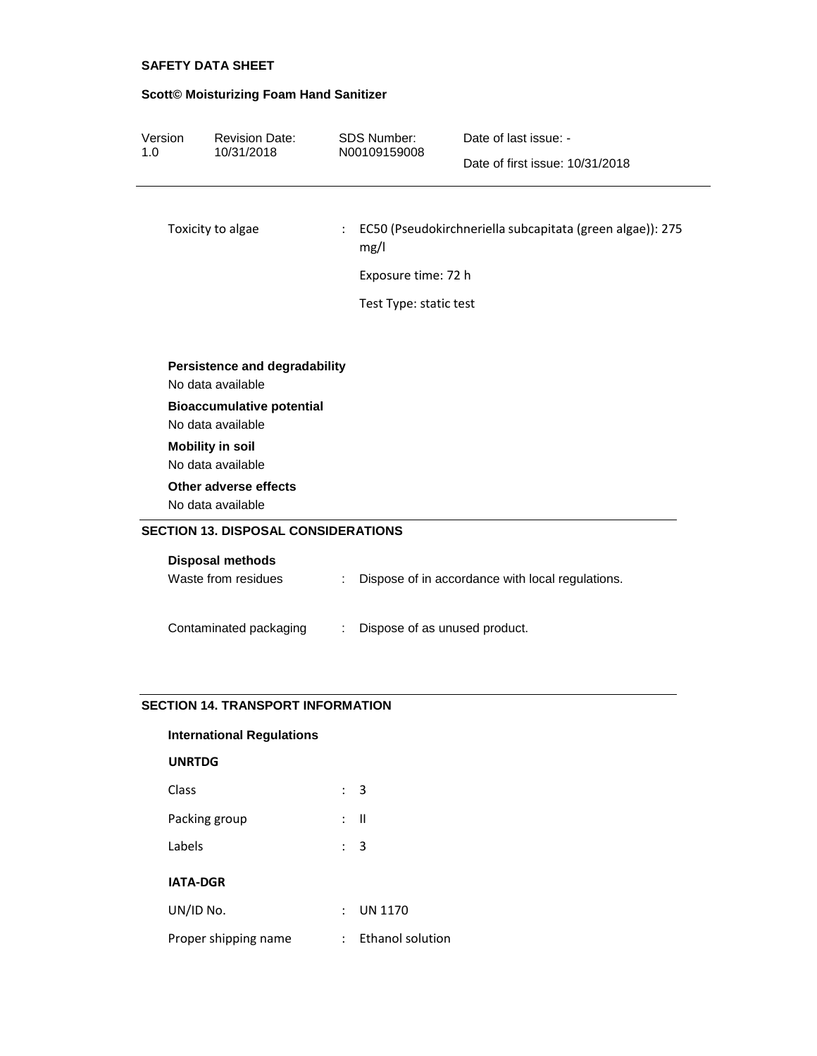| | | |
|---|---|---|
| Toxicity to algae | : | EC50 (Pseudokirchneriella subcapitata (green algae)): 275 mg/l<br>Exposure time: 72 h<br>Test Type: static test |

**Persistence and degradability**

No data available

**Bioaccumulative potential**

No data available

**Mobility in soil**

No data available

**Other adverse effects**

No data available

## SECTION 13. DISPOSAL CONSIDERATIONS

**Disposal methods**

| | | |
|---|---|---|
| Waste from residues | : | Dispose of in accordance with local regulations. |
| Contaminated packaging | : | Dispose of as unused product. |

## SECTION 14. TRANSPORT INFORMATION

**International Regulations**

**UNRTDG**

| | | |
|---|---|---|
| Class | : | 3 |
| Packing group | : | II |
| Labels | : | 3 |

**IATA-DGR**

| | | |
|---|---|---|
| UN/ID No. | : | UN 1170 |
| Proper shipping name | : | Ethanol solution |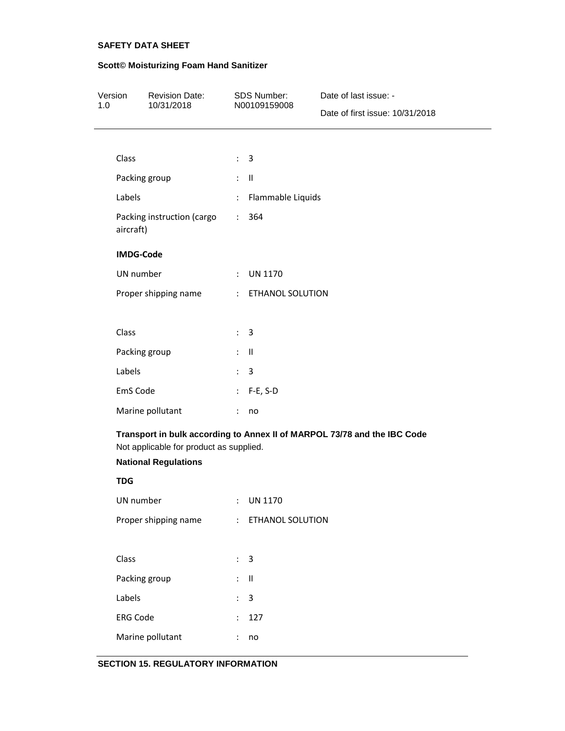| | | |
|---|---|---|
| Class | : | 3 |
| Packing group | : | II |
| Labels | : | Flammable Liquids |
| Packing instruction (cargo aircraft) | : | 364 |

**IMDG-Code**

| | | |
|---|---|---|
| UN number | : | UN 1170 |
| Proper shipping name | : | ETHANOL SOLUTION |
| Class | : | 3 |
| Packing group | : | II |
| Labels | : | 3 |
| EmS Code | : | F-E, S-D |
| Marine pollutant | : | no |

**Transport in bulk according to Annex II of MARPOL 73/78 and the IBC Code**

Not applicable for product as supplied.

**National Regulations**

**TDG**

| | | |
|---|---|---|
| UN number | : | UN 1170 |
| Proper shipping name | : | ETHANOL SOLUTION |
| Class | : | 3 |
| Packing group | : | II |
| Labels | : | 3 |
| ERG Code | : | 127 |
| Marine pollutant | : | no |

## SECTION 15. REGULATORY INFORMATION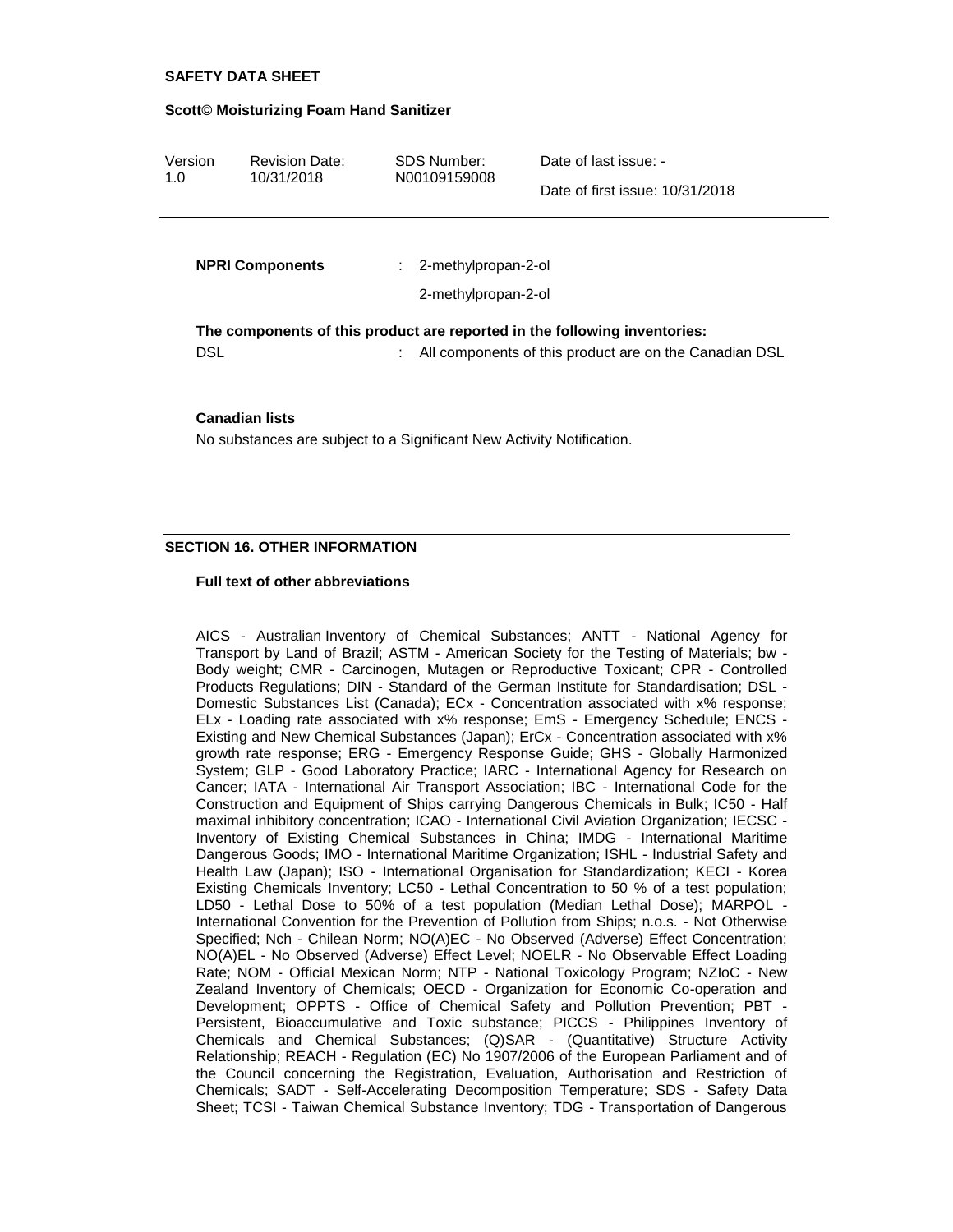**NPRI Components** : 2-methylpropan-2-ol

2-methylpropan-2-ol

**The components of this product are reported in the following inventories:**

DSL : All components of this product are on the Canadian DSL

**Canadian lists**

No substances are subject to a Significant New Activity Notification.

## SECTION 16. OTHER INFORMATION

**Full text of other abbreviations**

AICS - Australian Inventory of Chemical Substances; ANTT - National Agency for Transport by Land of Brazil; ASTM - American Society for the Testing of Materials; bw - Body weight; CMR - Carcinogen, Mutagen or Reproductive Toxicant; CPR - Controlled Products Regulations; DIN - Standard of the German Institute for Standardisation; DSL - Domestic Substances List (Canada); ECx - Concentration associated with x% response; ELx - Loading rate associated with x% response; EmS - Emergency Schedule; ENCS - Existing and New Chemical Substances (Japan); ErCx - Concentration associated with x% growth rate response; ERG - Emergency Response Guide; GHS - Globally Harmonized System; GLP - Good Laboratory Practice; IARC - International Agency for Research on Cancer; IATA - International Air Transport Association; IBC - International Code for the Construction and Equipment of Ships carrying Dangerous Chemicals in Bulk; IC50 - Half maximal inhibitory concentration; ICAO - International Civil Aviation Organization; IECSC - Inventory of Existing Chemical Substances in China; IMDG - International Maritime Dangerous Goods; IMO - International Maritime Organization; ISHL - Industrial Safety and Health Law (Japan); ISO - International Organisation for Standardization; KECI - Korea Existing Chemicals Inventory; LC50 - Lethal Concentration to 50 % of a test population; LD50 - Lethal Dose to 50% of a test population (Median Lethal Dose); MARPOL - International Convention for the Prevention of Pollution from Ships; n.o.s. - Not Otherwise Specified; Nch - Chilean Norm; NO(A)EC - No Observed (Adverse) Effect Concentration; NO(A)EL - No Observed (Adverse) Effect Level; NOELR - No Observable Effect Loading Rate; NOM - Official Mexican Norm; NTP - National Toxicology Program; NZIoC - New Zealand Inventory of Chemicals; OECD - Organization for Economic Co-operation and Development; OPPTS - Office of Chemical Safety and Pollution Prevention; PBT - Persistent, Bioaccumulative and Toxic substance; PICCS - Philippines Inventory of Chemicals and Chemical Substances; (Q)SAR - (Quantitative) Structure Activity Relationship; REACH - Regulation (EC) No 1907/2006 of the European Parliament and of the Council concerning the Registration, Evaluation, Authorisation and Restriction of Chemicals; SADT - Self-Accelerating Decomposition Temperature; SDS - Safety Data Sheet; TCSI - Taiwan Chemical Substance Inventory; TDG - Transportation of Dangerous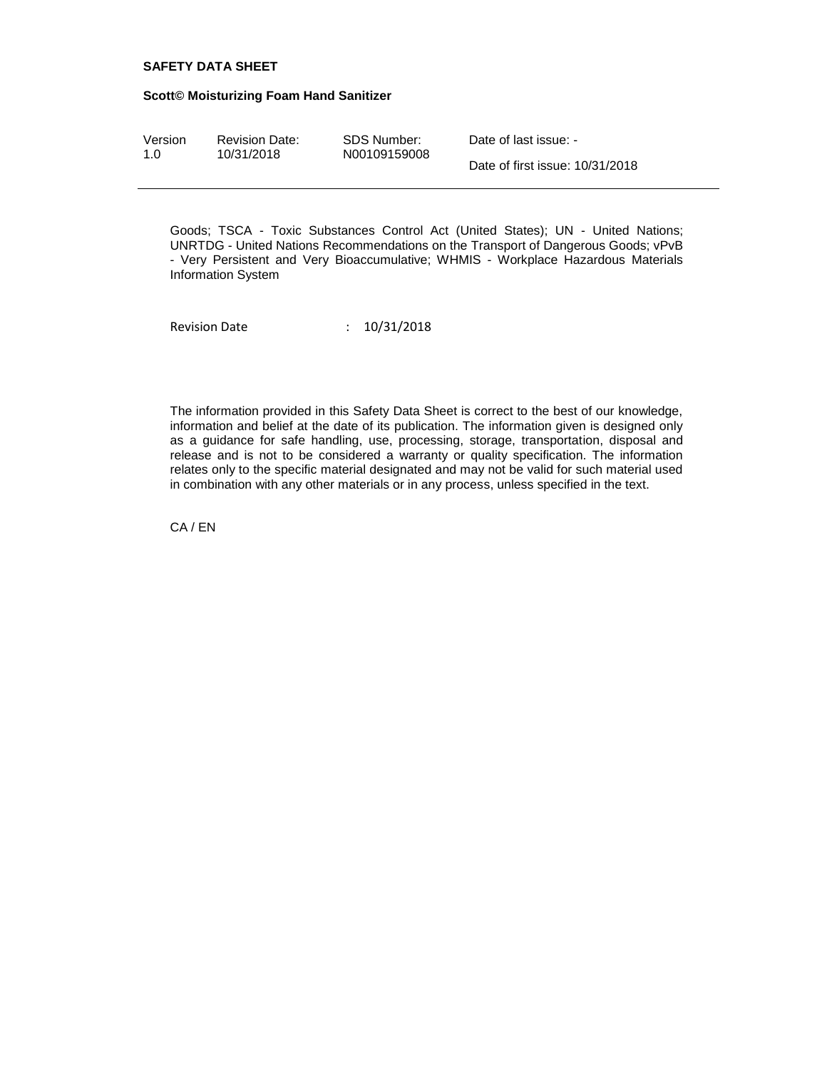Goods; TSCA - Toxic Substances Control Act (United States); UN - United Nations; UNRTDG - United Nations Recommendations on the Transport of Dangerous Goods; vPvB - Very Persistent and Very Bioaccumulative; WHMIS - Workplace Hazardous Materials Information System

Revision Date : 10/31/2018

The information provided in this Safety Data Sheet is correct to the best of our knowledge, information and belief at the date of its publication. The information given is designed only as a guidance for safe handling, use, processing, storage, transportation, disposal and release and is not to be considered a warranty or quality specification. The information relates only to the specific material designated and may not be valid for such material used in combination with any other materials or in any process, unless specified in the text.

CA / EN